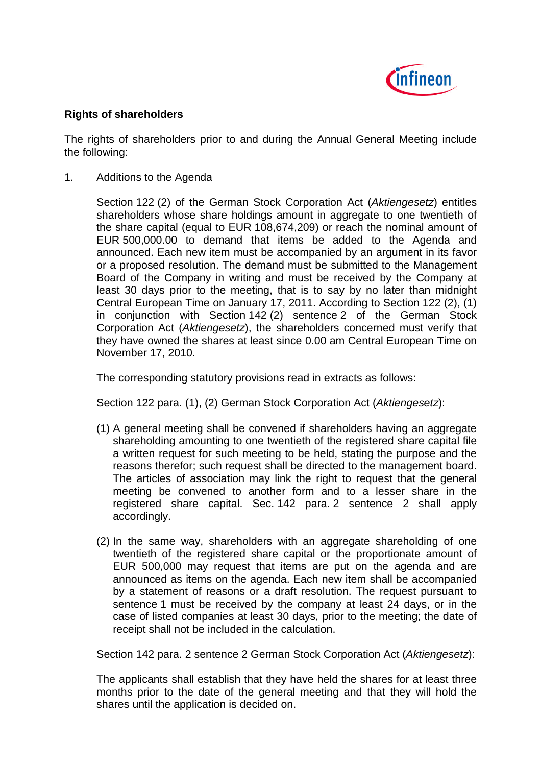**Rights of shareholders**

The rights of shareholders prior to and during the Annual General Meeting include the following:

1. Additions to the Agenda

   Section 122 (2) of the German Stock Corporation Act (*Aktiengesetz*) entitles shareholders whose share holdings amount in aggregate to one twentieth of the share capital (equal to EUR 108,674,209) or reach the nominal amount of EUR 500,000.00 to demand that items be added to the Agenda and announced. Each new item must be accompanied by an argument in its favor or a proposed resolution. The demand must be submitted to the Management Board of the Company in writing and must be received by the Company at least 30 days prior to the meeting, that is to say by no later than midnight Central European Time on January 17, 2011. According to Section 122 (2), (1) in conjunction with Section 142 (2) sentence 2 of the German Stock Corporation Act (*Aktiengesetz*), the shareholders concerned must verify that they have owned the shares at least since 0.00 am Central European Time on November 17, 2010.

   The corresponding statutory provisions read in extracts as follows:

   Section 122 para. (1), (2) German Stock Corporation Act (*Aktiengesetz*):

   (1) A general meeting shall be convened if shareholders having an aggregate shareholding amounting to one twentieth of the registered share capital file a written request for such meeting to be held, stating the purpose and the reasons therefor; such request shall be directed to the management board. The articles of association may link the right to request that the general meeting be convened to another form and to a lesser share in the registered share capital. Sec. 142 para. 2 sentence 2 shall apply accordingly.

   (2) In the same way, shareholders with an aggregate shareholding of one twentieth of the registered share capital or the proportionate amount of EUR 500,000 may request that items are put on the agenda and are announced as items on the agenda. Each new item shall be accompanied by a statement of reasons or a draft resolution. The request pursuant to sentence 1 must be received by the company at least 24 days, or in the case of listed companies at least 30 days, prior to the meeting; the date of receipt shall not be included in the calculation.

   Section 142 para. 2 sentence 2 German Stock Corporation Act (*Aktiengesetz*):

   The applicants shall establish that they have held the shares for at least three months prior to the date of the general meeting and that they will hold the shares until the application is decided on.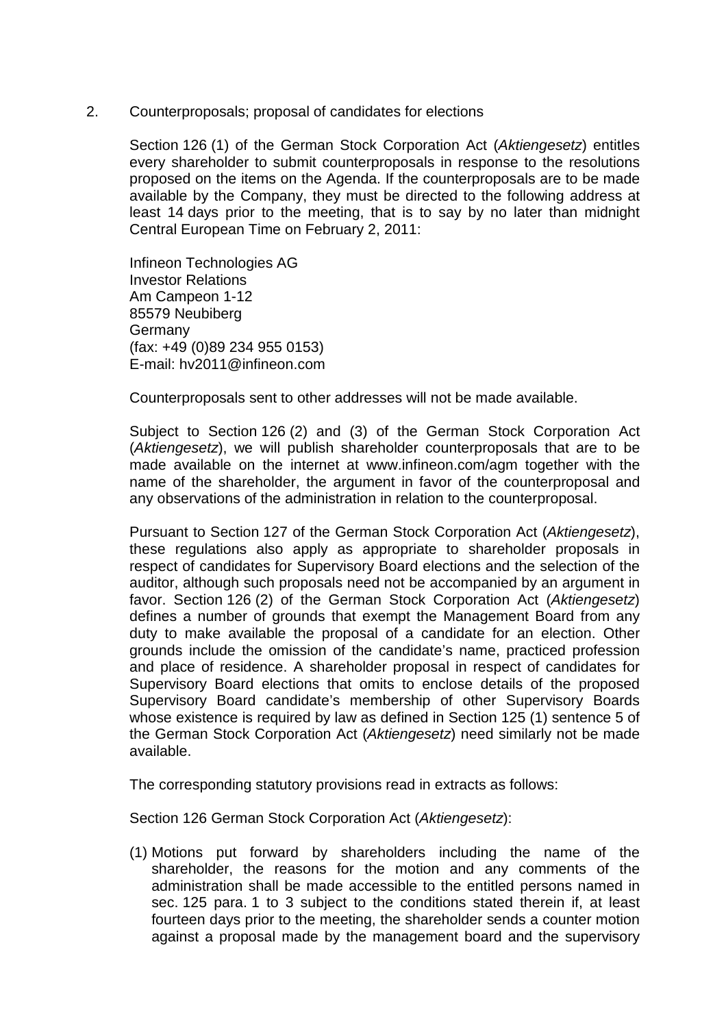2. Counterproposals; proposal of candidates for elections

Section 126 (1) of the German Stock Corporation Act (*Aktiengesetz*) entitles every shareholder to submit counterproposals in response to the resolutions proposed on the items on the Agenda. If the counterproposals are to be made available by the Company, they must be directed to the following address at least 14 days prior to the meeting, that is to say by no later than midnight Central European Time on February 2, 2011:

Infineon Technologies AG
Investor Relations
Am Campeon 1-12
85579 Neubiberg
Germany
(fax: +49 (0)89 234 955 0153)
E-mail: hv2011@infineon.com

Counterproposals sent to other addresses will not be made available.

Subject to Section 126 (2) and (3) of the German Stock Corporation Act (*Aktiengesetz*), we will publish shareholder counterproposals that are to be made available on the internet at www.infineon.com/agm together with the name of the shareholder, the argument in favor of the counterproposal and any observations of the administration in relation to the counterproposal.

Pursuant to Section 127 of the German Stock Corporation Act (*Aktiengesetz*), these regulations also apply as appropriate to shareholder proposals in respect of candidates for Supervisory Board elections and the selection of the auditor, although such proposals need not be accompanied by an argument in favor. Section 126 (2) of the German Stock Corporation Act (*Aktiengesetz*) defines a number of grounds that exempt the Management Board from any duty to make available the proposal of a candidate for an election. Other grounds include the omission of the candidate's name, practiced profession and place of residence. A shareholder proposal in respect of candidates for Supervisory Board elections that omits to enclose details of the proposed Supervisory Board candidate's membership of other Supervisory Boards whose existence is required by law as defined in Section 125 (1) sentence 5 of the German Stock Corporation Act (*Aktiengesetz*) need similarly not be made available.

The corresponding statutory provisions read in extracts as follows:

Section 126 German Stock Corporation Act (*Aktiengesetz*):

(1) Motions put forward by shareholders including the name of the shareholder, the reasons for the motion and any comments of the administration shall be made accessible to the entitled persons named in sec. 125 para. 1 to 3 subject to the conditions stated therein if, at least fourteen days prior to the meeting, the shareholder sends a counter motion against a proposal made by the management board and the supervisory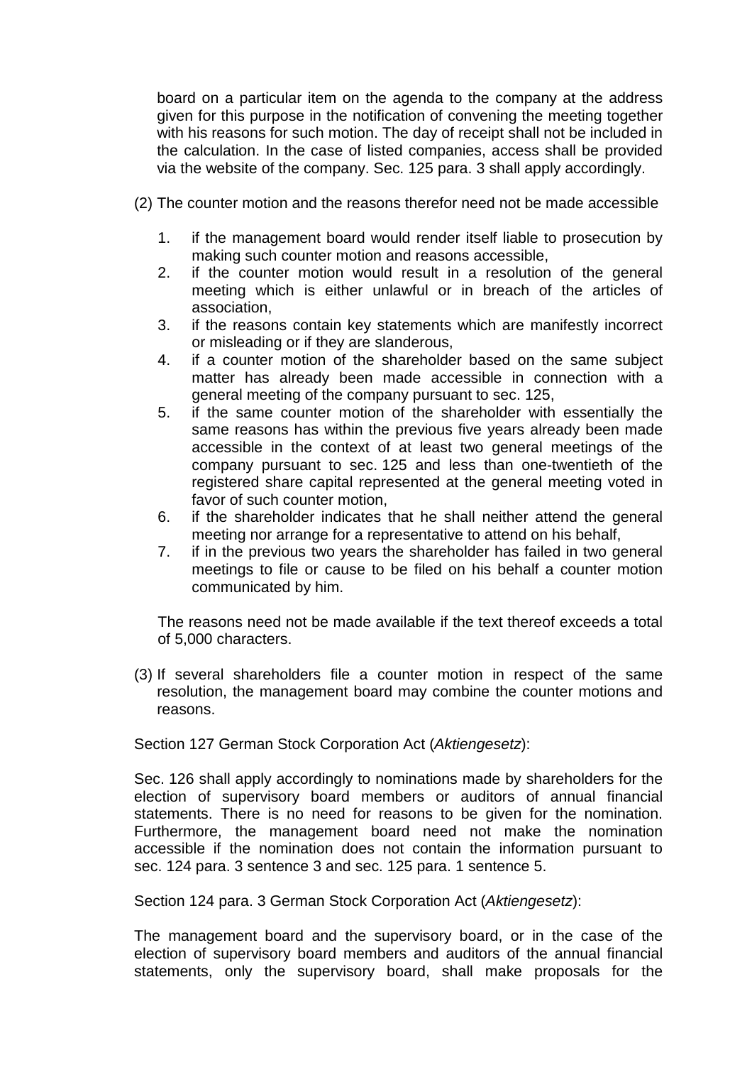board on a particular item on the agenda to the company at the address given for this purpose in the notification of convening the meeting together with his reasons for such motion. The day of receipt shall not be included in the calculation. In the case of listed companies, access shall be provided via the website of the company. Sec. 125 para. 3 shall apply accordingly.

(2) The counter motion and the reasons therefor need not be made accessible

1. if the management board would render itself liable to prosecution by making such counter motion and reasons accessible,
2. if the counter motion would result in a resolution of the general meeting which is either unlawful or in breach of the articles of association,
3. if the reasons contain key statements which are manifestly incorrect or misleading or if they are slanderous,
4. if a counter motion of the shareholder based on the same subject matter has already been made accessible in connection with a general meeting of the company pursuant to sec. 125,
5. if the same counter motion of the shareholder with essentially the same reasons has within the previous five years already been made accessible in the context of at least two general meetings of the company pursuant to sec. 125 and less than one-twentieth of the registered share capital represented at the general meeting voted in favor of such counter motion,
6. if the shareholder indicates that he shall neither attend the general meeting nor arrange for a representative to attend on his behalf,
7. if in the previous two years the shareholder has failed in two general meetings to file or cause to be filed on his behalf a counter motion communicated by him.

The reasons need not be made available if the text thereof exceeds a total of 5,000 characters.

(3) If several shareholders file a counter motion in respect of the same resolution, the management board may combine the counter motions and reasons.

Section 127 German Stock Corporation Act (*Aktiengesetz*):

Sec. 126 shall apply accordingly to nominations made by shareholders for the election of supervisory board members or auditors of annual financial statements. There is no need for reasons to be given for the nomination. Furthermore, the management board need not make the nomination accessible if the nomination does not contain the information pursuant to sec. 124 para. 3 sentence 3 and sec. 125 para. 1 sentence 5.

Section 124 para. 3 German Stock Corporation Act (*Aktiengesetz*):

The management board and the supervisory board, or in the case of the election of supervisory board members and auditors of the annual financial statements, only the supervisory board, shall make proposals for the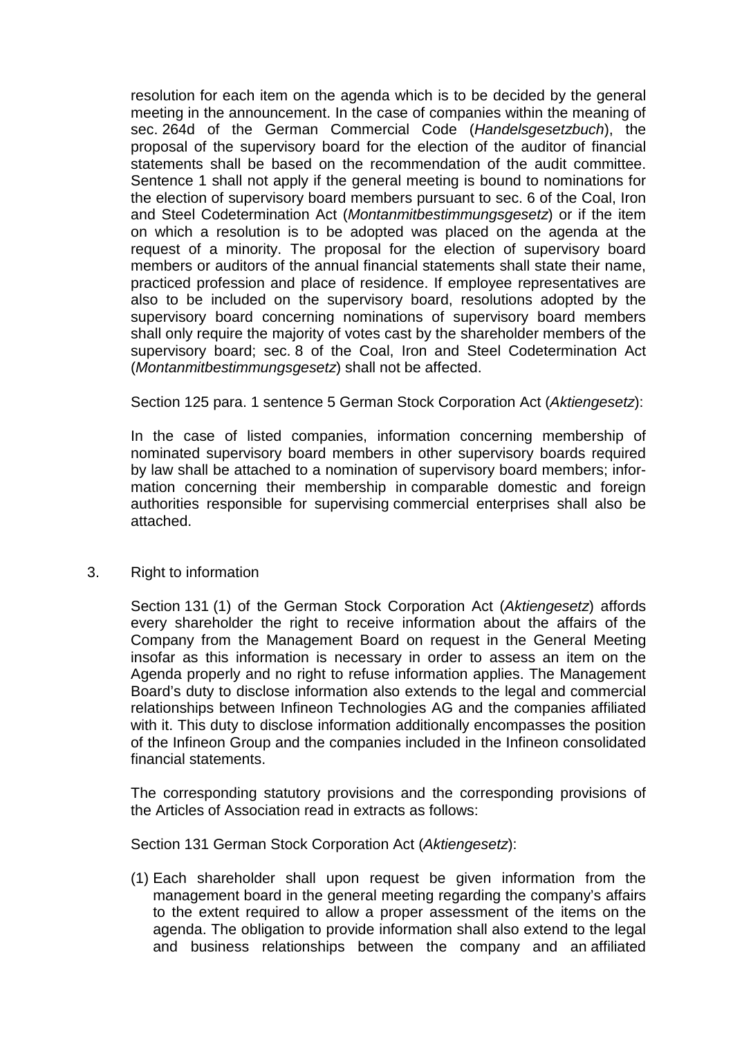resolution for each item on the agenda which is to be decided by the general meeting in the announcement. In the case of companies within the meaning of sec. 264d of the German Commercial Code (*Handelsgesetzbuch*), the proposal of the supervisory board for the election of the auditor of financial statements shall be based on the recommendation of the audit committee. Sentence 1 shall not apply if the general meeting is bound to nominations for the election of supervisory board members pursuant to sec. 6 of the Coal, Iron and Steel Codetermination Act (*Montanmitbestimmungsgesetz*) or if the item on which a resolution is to be adopted was placed on the agenda at the request of a minority. The proposal for the election of supervisory board members or auditors of the annual financial statements shall state their name, practiced profession and place of residence. If employee representatives are also to be included on the supervisory board, resolutions adopted by the supervisory board concerning nominations of supervisory board members shall only require the majority of votes cast by the shareholder members of the supervisory board; sec. 8 of the Coal, Iron and Steel Codetermination Act (*Montanmitbestimmungsgesetz*) shall not be affected.

Section 125 para. 1 sentence 5 German Stock Corporation Act (*Aktiengesetz*):

In the case of listed companies, information concerning membership of nominated supervisory board members in other supervisory boards required by law shall be attached to a nomination of supervisory board members; information concerning their membership in comparable domestic and foreign authorities responsible for supervising commercial enterprises shall also be attached.

3. Right to information

Section 131 (1) of the German Stock Corporation Act (*Aktiengesetz*) affords every shareholder the right to receive information about the affairs of the Company from the Management Board on request in the General Meeting insofar as this information is necessary in order to assess an item on the Agenda properly and no right to refuse information applies. The Management Board's duty to disclose information also extends to the legal and commercial relationships between Infineon Technologies AG and the companies affiliated with it. This duty to disclose information additionally encompasses the position of the Infineon Group and the companies included in the Infineon consolidated financial statements.

The corresponding statutory provisions and the corresponding provisions of the Articles of Association read in extracts as follows:

Section 131 German Stock Corporation Act (*Aktiengesetz*):

(1) Each shareholder shall upon request be given information from the management board in the general meeting regarding the company's affairs to the extent required to allow a proper assessment of the items on the agenda. The obligation to provide information shall also extend to the legal and business relationships between the company and an affiliated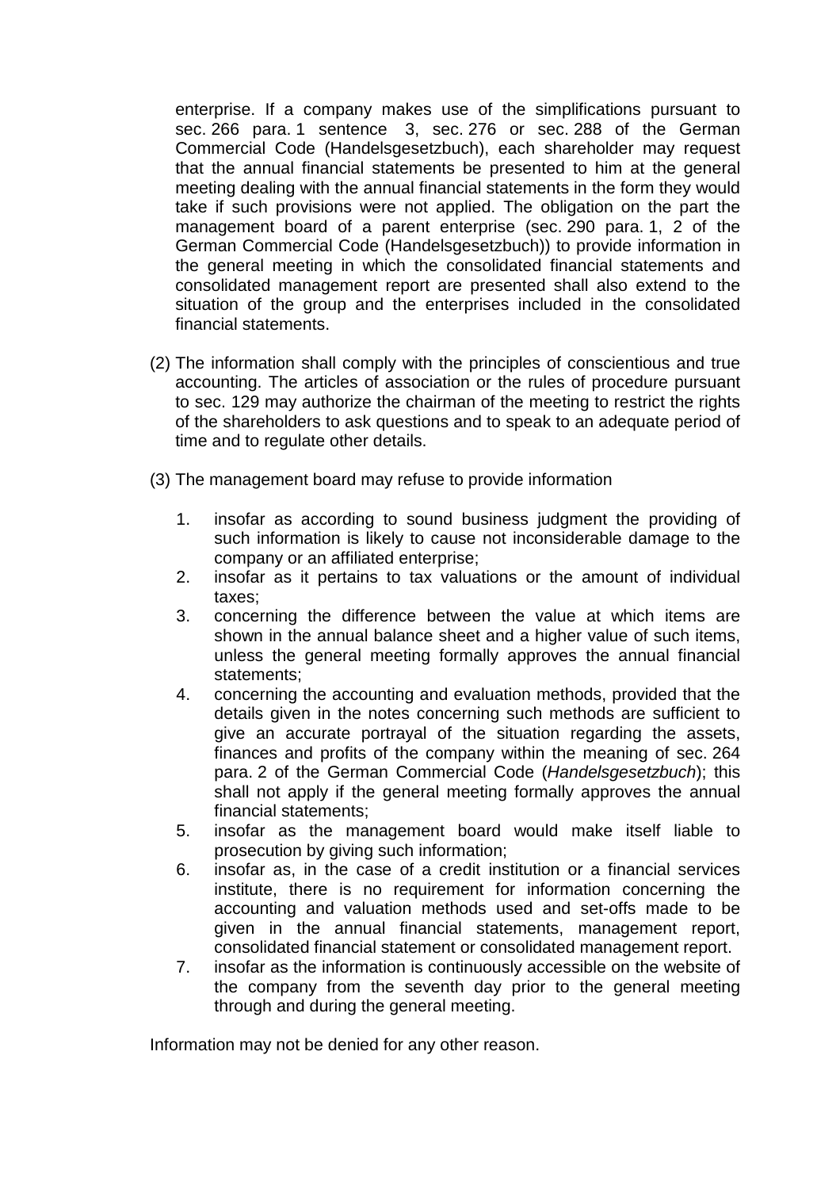enterprise. If a company makes use of the simplifications pursuant to sec. 266 para. 1 sentence 3, sec. 276 or sec. 288 of the German Commercial Code (Handelsgesetzbuch), each shareholder may request that the annual financial statements be presented to him at the general meeting dealing with the annual financial statements in the form they would take if such provisions were not applied. The obligation on the part the management board of a parent enterprise (sec. 290 para. 1, 2 of the German Commercial Code (Handelsgesetzbuch)) to provide information in the general meeting in which the consolidated financial statements and consolidated management report are presented shall also extend to the situation of the group and the enterprises included in the consolidated financial statements.

(2) The information shall comply with the principles of conscientious and true accounting. The articles of association or the rules of procedure pursuant to sec. 129 may authorize the chairman of the meeting to restrict the rights of the shareholders to ask questions and to speak to an adequate period of time and to regulate other details.

(3) The management board may refuse to provide information

1. insofar as according to sound business judgment the providing of such information is likely to cause not inconsiderable damage to the company or an affiliated enterprise;
2. insofar as it pertains to tax valuations or the amount of individual taxes;
3. concerning the difference between the value at which items are shown in the annual balance sheet and a higher value of such items, unless the general meeting formally approves the annual financial statements;
4. concerning the accounting and evaluation methods, provided that the details given in the notes concerning such methods are sufficient to give an accurate portrayal of the situation regarding the assets, finances and profits of the company within the meaning of sec. 264 para. 2 of the German Commercial Code (*Handelsgesetzbuch*); this shall not apply if the general meeting formally approves the annual financial statements;
5. insofar as the management board would make itself liable to prosecution by giving such information;
6. insofar as, in the case of a credit institution or a financial services institute, there is no requirement for information concerning the accounting and valuation methods used and set-offs made to be given in the annual financial statements, management report, consolidated financial statement or consolidated management report.
7. insofar as the information is continuously accessible on the website of the company from the seventh day prior to the general meeting through and during the general meeting.

Information may not be denied for any other reason.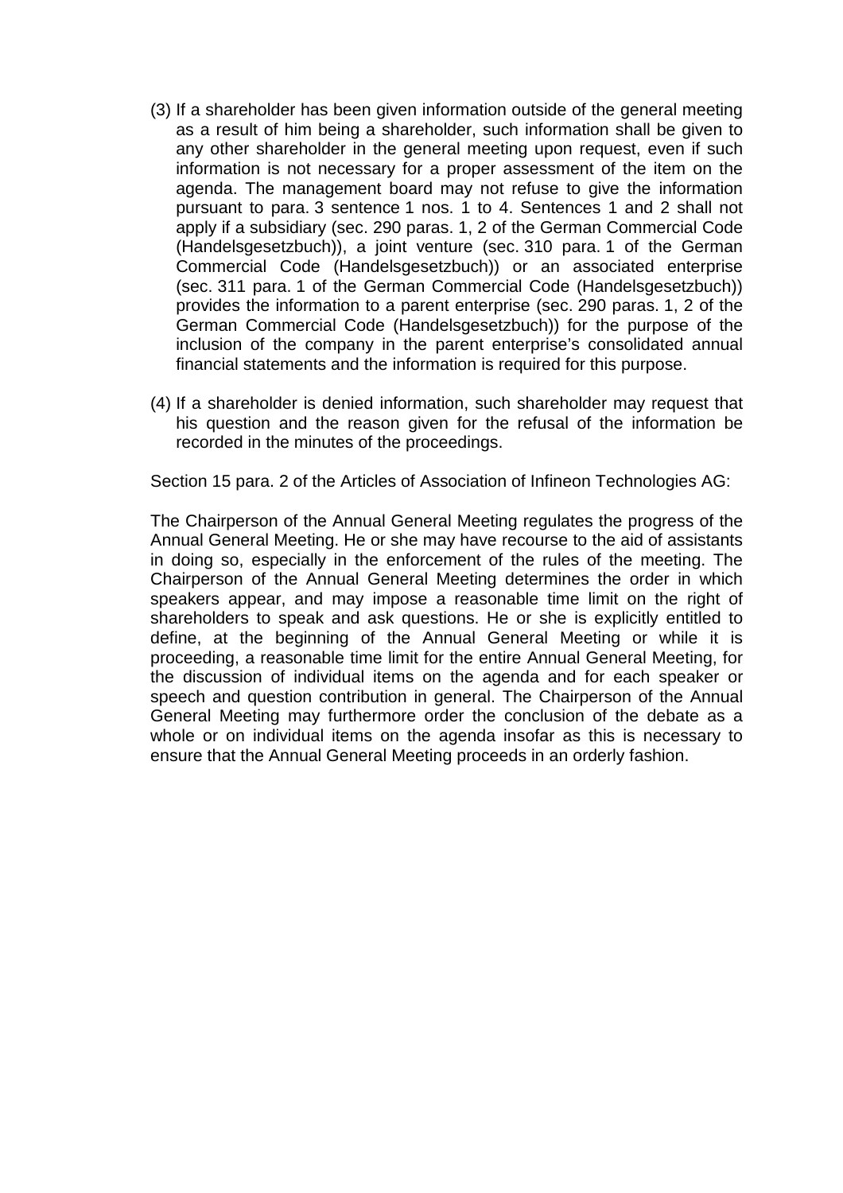(3) If a shareholder has been given information outside of the general meeting as a result of him being a shareholder, such information shall be given to any other shareholder in the general meeting upon request, even if such information is not necessary for a proper assessment of the item on the agenda. The management board may not refuse to give the information pursuant to para. 3 sentence 1 nos. 1 to 4. Sentences 1 and 2 shall not apply if a subsidiary (sec. 290 paras. 1, 2 of the German Commercial Code (Handelsgesetzbuch)), a joint venture (sec. 310 para. 1 of the German Commercial Code (Handelsgesetzbuch)) or an associated enterprise (sec. 311 para. 1 of the German Commercial Code (Handelsgesetzbuch)) provides the information to a parent enterprise (sec. 290 paras. 1, 2 of the German Commercial Code (Handelsgesetzbuch)) for the purpose of the inclusion of the company in the parent enterprise's consolidated annual financial statements and the information is required for this purpose.

(4) If a shareholder is denied information, such shareholder may request that his question and the reason given for the refusal of the information be recorded in the minutes of the proceedings.

Section 15 para. 2 of the Articles of Association of Infineon Technologies AG:

The Chairperson of the Annual General Meeting regulates the progress of the Annual General Meeting. He or she may have recourse to the aid of assistants in doing so, especially in the enforcement of the rules of the meeting. The Chairperson of the Annual General Meeting determines the order in which speakers appear, and may impose a reasonable time limit on the right of shareholders to speak and ask questions. He or she is explicitly entitled to define, at the beginning of the Annual General Meeting or while it is proceeding, a reasonable time limit for the entire Annual General Meeting, for the discussion of individual items on the agenda and for each speaker or speech and question contribution in general. The Chairperson of the Annual General Meeting may furthermore order the conclusion of the debate as a whole or on individual items on the agenda insofar as this is necessary to ensure that the Annual General Meeting proceeds in an orderly fashion.